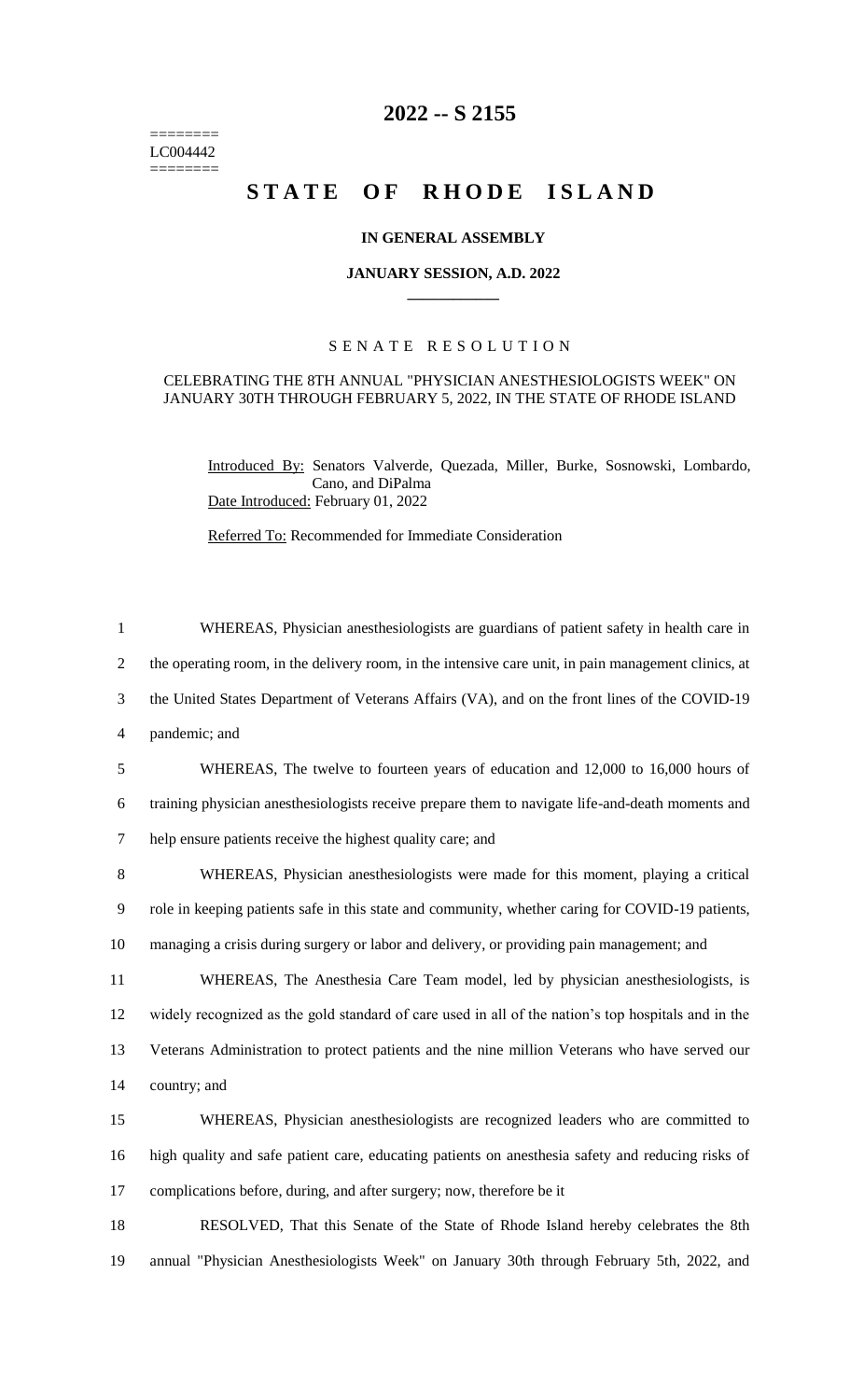========
LC004442
========

# 2022 -- S 2155

# STATE OF RHODE ISLAND

**IN GENERAL ASSEMBLY**

**JANUARY SESSION, A.D. 2022**

SENATE RESOLUTION

CELEBRATING THE 8TH ANNUAL "PHYSICIAN ANESTHESIOLOGISTS WEEK" ON JANUARY 30TH THROUGH FEBRUARY 5, 2022, IN THE STATE OF RHODE ISLAND

Introduced By: Senators Valverde, Quezada, Miller, Burke, Sosnowski, Lombardo, Cano, and DiPalma
Date Introduced: February 01, 2022

Referred To: Recommended for Immediate Consideration

1 WHEREAS, Physician anesthesiologists are guardians of patient safety in health care in
2 the operating room, in the delivery room, in the intensive care unit, in pain management clinics, at
3 the United States Department of Veterans Affairs (VA), and on the front lines of the COVID-19
4 pandemic; and
5 WHEREAS, The twelve to fourteen years of education and 12,000 to 16,000 hours of
6 training physician anesthesiologists receive prepare them to navigate life-and-death moments and
7 help ensure patients receive the highest quality care; and
8 WHEREAS, Physician anesthesiologists were made for this moment, playing a critical
9 role in keeping patients safe in this state and community, whether caring for COVID-19 patients,
10 managing a crisis during surgery or labor and delivery, or providing pain management; and
11 WHEREAS, The Anesthesia Care Team model, led by physician anesthesiologists, is
12 widely recognized as the gold standard of care used in all of the nation's top hospitals and in the
13 Veterans Administration to protect patients and the nine million Veterans who have served our
14 country; and
15 WHEREAS, Physician anesthesiologists are recognized leaders who are committed to
16 high quality and safe patient care, educating patients on anesthesia safety and reducing risks of
17 complications before, during, and after surgery; now, therefore be it
18 RESOLVED, That this Senate of the State of Rhode Island hereby celebrates the 8th
19 annual "Physician Anesthesiologists Week" on January 30th through February 5th, 2022, and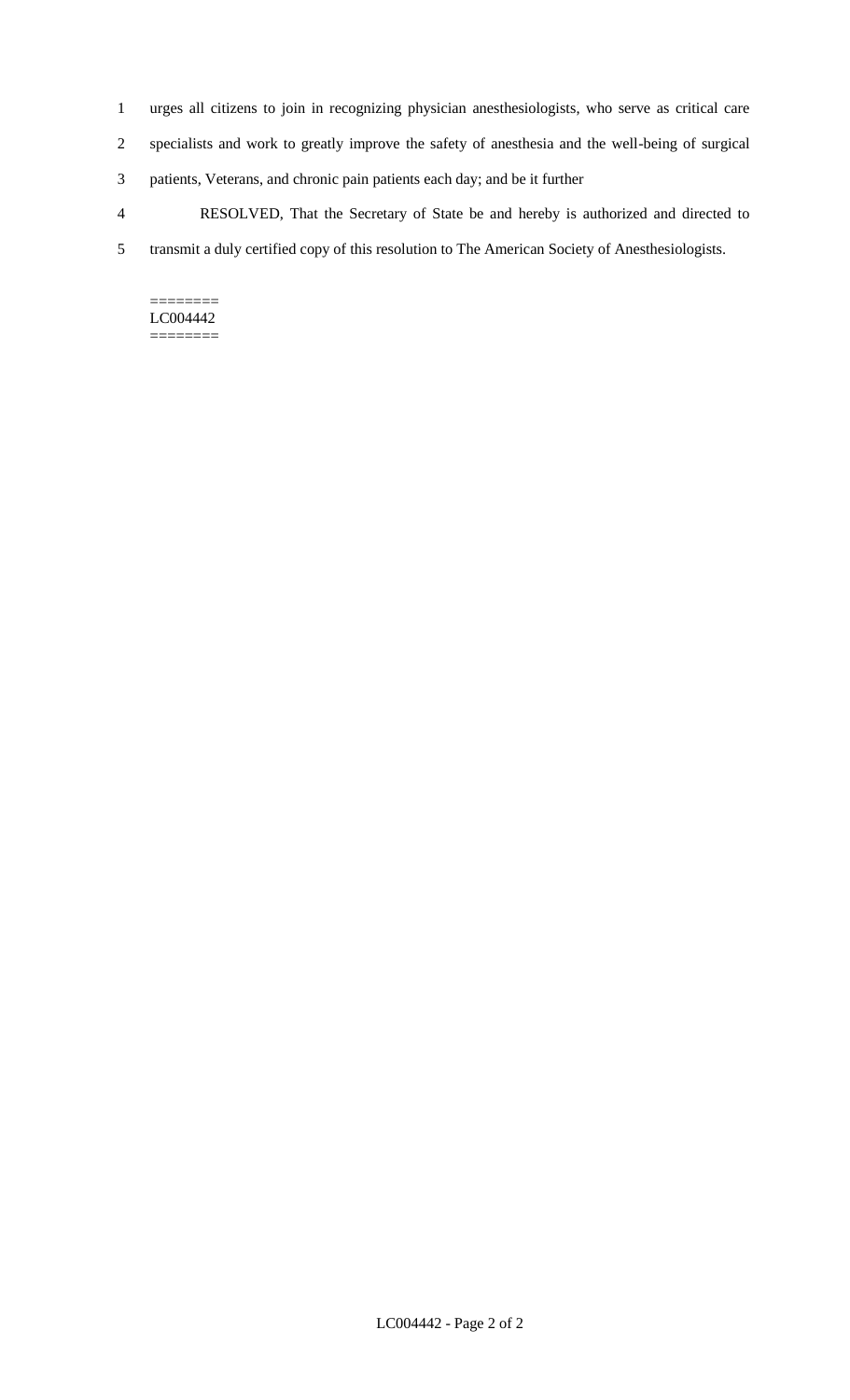urges all citizens to join in recognizing physician anesthesiologists, who serve as critical care specialists and work to greatly improve the safety of anesthesia and the well-being of surgical patients, Veterans, and chronic pain patients each day; and be it further

RESOLVED, That the Secretary of State be and hereby is authorized and directed to transmit a duly certified copy of this resolution to The American Society of Anesthesiologists.

========
LC004442
========